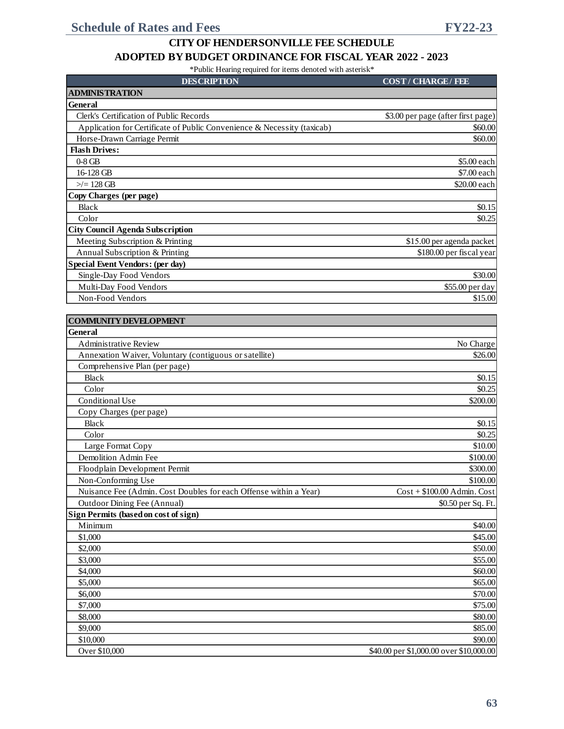# CITY OF HENDERSONVILLE FEE SCHEDULE

## ADOPTED BY BUDGET ORDINANCE FOR FISCAL YEAR 2022 - 2023

*Public Hearing required for items denoted with asterisk*

| DESCRIPTION | COST / CHARGE / FEE |
|---|---|
| **ADMINISTRATION** | |
| **General** | |
| Clerk's Certification of Public Records | $3.00 per page (after first page) |
| Application for Certificate of Public Convenience & Necessity (taxicab) | $60.00 |
| Horse-Drawn Carriage Permit | $60.00 |
| **Flash Drives:** | |
| 0-8 GB | $5.00 each |
| 16-128 GB | $7.00 each |
| >/= 128 GB | $20.00 each |
| **Copy Charges (per page)** | |
| Black | $0.15 |
| Color | $0.25 |
| **City Council Agenda Subscription** | |
| Meeting Subscription & Printing | $15.00 per agenda packet |
| Annual Subscription & Printing | $180.00 per fiscal year |
| **Special Event Vendors: (per day)** | |
| Single-Day Food Vendors | $30.00 |
| Multi-Day Food Vendors | $55.00 per day |
| Non-Food Vendors | $15.00 |

| DESCRIPTION | COST / CHARGE / FEE |
|---|---|
| **COMMUNITY DEVELOPMENT** | |
| **General** | |
| Administrative Review | No Charge |
| Annexation Waiver, Voluntary (contiguous or satellite) | $26.00 |
| Comprehensive Plan (per page) | |
| Black | $0.15 |
| Color | $0.25 |
| Conditional Use | $200.00 |
| Copy Charges (per page) | |
| Black | $0.15 |
| Color | $0.25 |
| Large Format Copy | $10.00 |
| Demolition Admin Fee | $100.00 |
| Floodplain Development Permit | $300.00 |
| Non-Conforming Use | $100.00 |
| Nuisance Fee (Admin. Cost Doubles for each Offense within a Year) | Cost + $100.00 Admin. Cost |
| Outdoor Dining Fee (Annual) | $0.50 per Sq. Ft. |
| **Sign Permits (based on cost of sign)** | |
| Minimum | $40.00 |
| $1,000 | $45.00 |
| $2,000 | $50.00 |
| $3,000 | $55.00 |
| $4,000 | $60.00 |
| $5,000 | $65.00 |
| $6,000 | $70.00 |
| $7,000 | $75.00 |
| $8,000 | $80.00 |
| $9,000 | $85.00 |
| $10,000 | $90.00 |
| Over $10,000 | $40.00 per $1,000.00 over $10,000.00 |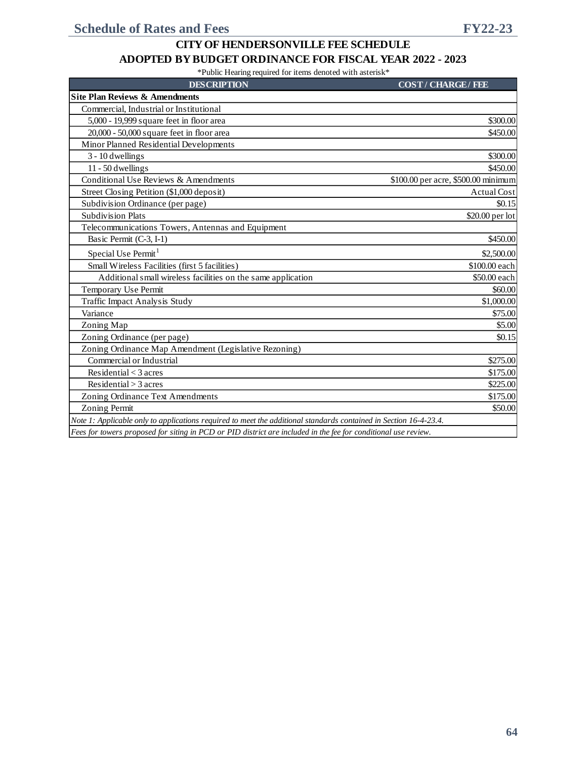## CITY OF HENDERSONVILLE FEE SCHEDULE

## ADOPTED BY BUDGET ORDINANCE FOR FISCAL YEAR 2022 - 2023

*Public Hearing required for items denoted with asterisk*

| DESCRIPTION | COST / CHARGE / FEE |
|---|---|
| **Site Plan Reviews & Amendments** | |
| Commercial, Industrial or Institutional | |
| 5,000 - 19,999 square feet in floor area | $300.00 |
| 20,000 - 50,000 square feet in floor area | $450.00 |
| Minor Planned Residential Developments | |
| 3 - 10 dwellings | $300.00 |
| 11 - 50 dwellings | $450.00 |
| Conditional Use Reviews & Amendments | $100.00 per acre, $500.00 minimum |
| Street Closing Petition ($1,000 deposit) | Actual Cost |
| Subdivision Ordinance (per page) | $0.15 |
| Subdivision Plats | $20.00 per lot |
| Telecommunications Towers, Antennas and Equipment | |
| Basic Permit (C-3, I-1) | $450.00 |
| Special Use Permit[1] | $2,500.00 |
| Small Wireless Facilities (first 5 facilities) | $100.00 each |
| Additional small wireless facilities on the same application | $50.00 each |
| Temporary Use Permit | $60.00 |
| Traffic Impact Analysis Study | $1,000.00 |
| Variance | $75.00 |
| Zoning Map | $5.00 |
| Zoning Ordinance (per page) | $0.15 |
| Zoning Ordinance Map Amendment (Legislative Rezoning) | |
| Commercial or Industrial | $275.00 |
| Residential < 3 acres | $175.00 |
| Residential > 3 acres | $225.00 |
| Zoning Ordinance Text Amendments | $175.00 |
| Zoning Permit | $50.00 |

*Note 1: Applicable only to applications required to meet the additional standards contained in Section 16-4-23.4.*

*Fees for towers proposed for siting in PCD or PID district are included in the fee for conditional use review.*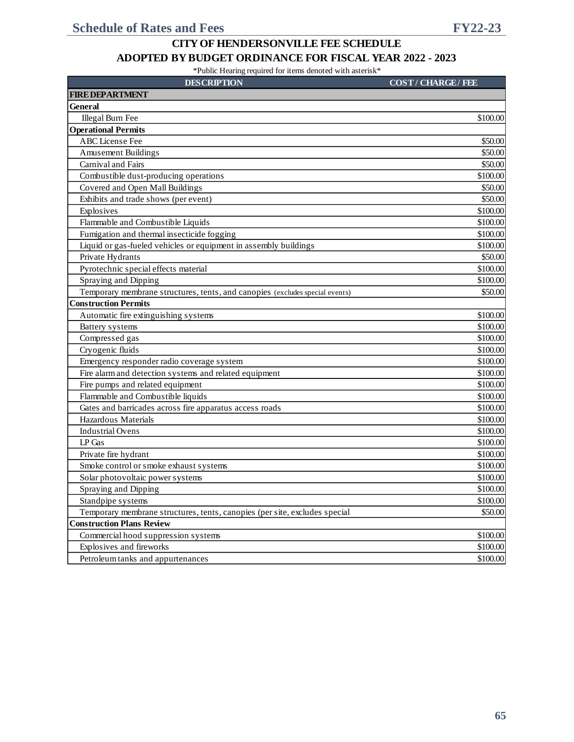# CITY OF HENDERSONVILLE FEE SCHEDULE

## ADOPTED BY BUDGET ORDINANCE FOR FISCAL YEAR 2022 - 2023

*Public Hearing required for items denoted with asterisk*

| DESCRIPTION | COST / CHARGE / FEE |
|---|---|
| **FIRE DEPARTMENT** | |
| **General** | |
| Illegal Burn Fee | $100.00 |
| **Operational Permits** | |
| ABC License Fee | $50.00 |
| Amusement Buildings | $50.00 |
| Carnival and Fairs | $50.00 |
| Combustible dust-producing operations | $100.00 |
| Covered and Open Mall Buildings | $50.00 |
| Exhibits and trade shows (per event) | $50.00 |
| Explosives | $100.00 |
| Flammable and Combustible Liquids | $100.00 |
| Fumigation and thermal insecticide fogging | $100.00 |
| Liquid or gas-fueled vehicles or equipment in assembly buildings | $100.00 |
| Private Hydrants | $50.00 |
| Pyrotechnic special effects material | $100.00 |
| Spraying and Dipping | $100.00 |
| Temporary membrane structures, tents, and canopies (excludes special events) | $50.00 |
| **Construction Permits** | |
| Automatic fire extinguishing systems | $100.00 |
| Battery systems | $100.00 |
| Compressed gas | $100.00 |
| Cryogenic fluids | $100.00 |
| Emergency responder radio coverage system | $100.00 |
| Fire alarm and detection systems and related equipment | $100.00 |
| Fire pumps and related equipment | $100.00 |
| Flammable and Combustible liquids | $100.00 |
| Gates and barricades across fire apparatus access roads | $100.00 |
| Hazardous Materials | $100.00 |
| Industrial Ovens | $100.00 |
| LP Gas | $100.00 |
| Private fire hydrant | $100.00 |
| Smoke control or smoke exhaust systems | $100.00 |
| Solar photovoltaic power systems | $100.00 |
| Spraying and Dipping | $100.00 |
| Standpipe systems | $100.00 |
| Temporary membrane structures, tents, canopies (per site, excludes special | $50.00 |
| **Construction Plans Review** | |
| Commercial hood suppression systems | $100.00 |
| Explosives and fireworks | $100.00 |
| Petroleum tanks and appurtenances | $100.00 |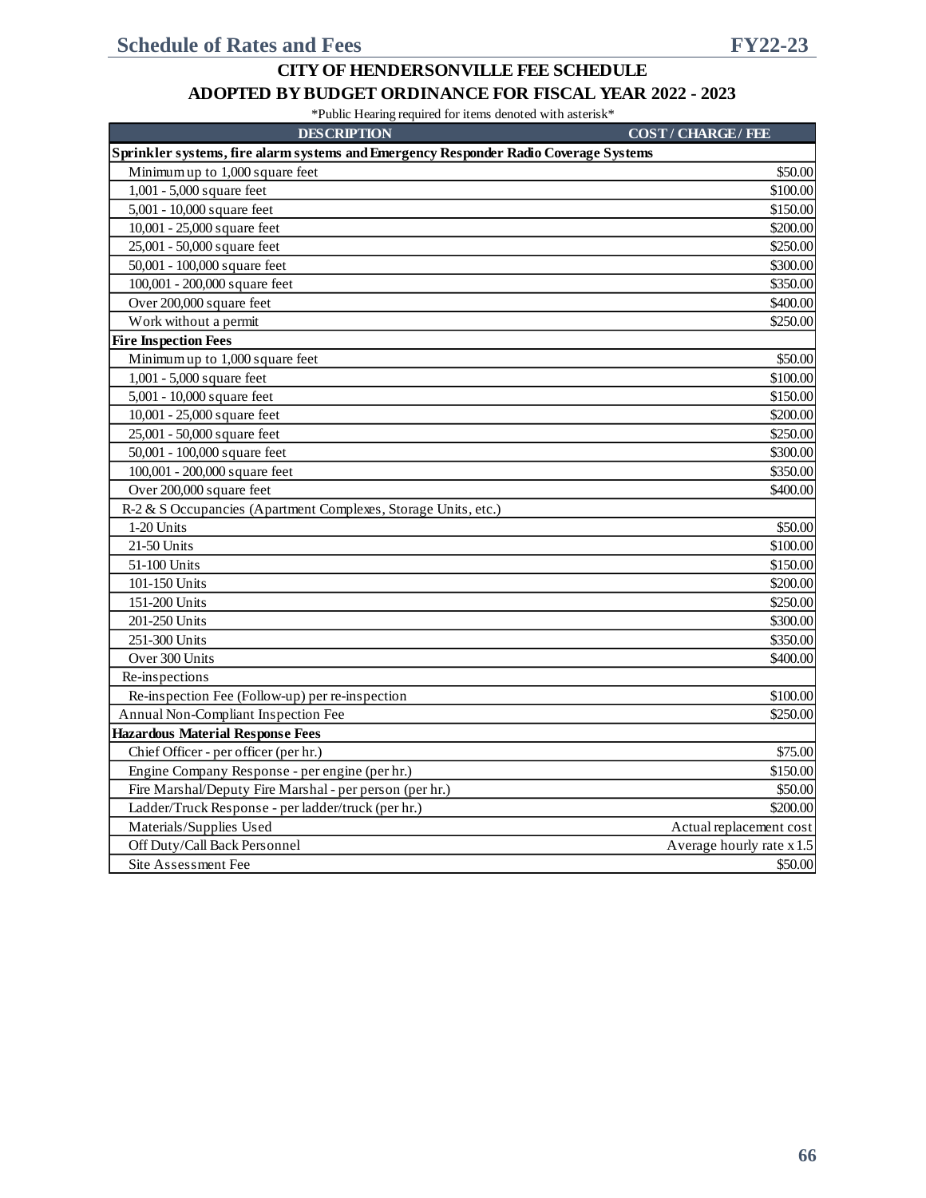## CITY OF HENDERSONVILLE FEE SCHEDULE

## ADOPTED BY BUDGET ORDINANCE FOR FISCAL YEAR 2022 - 2023

*Public Hearing required for items denoted with asterisk*

| DESCRIPTION | COST / CHARGE / FEE |
|---|---|
| **Sprinkler systems, fire alarm systems and Emergency Responder Radio Coverage Systems** | |
| Minimum up to 1,000 square feet | $50.00 |
| 1,001 - 5,000 square feet | $100.00 |
| 5,001 - 10,000 square feet | $150.00 |
| 10,001 - 25,000 square feet | $200.00 |
| 25,001 - 50,000 square feet | $250.00 |
| 50,001 - 100,000 square feet | $300.00 |
| 100,001 - 200,000 square feet | $350.00 |
| Over 200,000 square feet | $400.00 |
| Work without a permit | $250.00 |
| **Fire Inspection Fees** | |
| Minimum up to 1,000 square feet | $50.00 |
| 1,001 - 5,000 square feet | $100.00 |
| 5,001 - 10,000 square feet | $150.00 |
| 10,001 - 25,000 square feet | $200.00 |
| 25,001 - 50,000 square feet | $250.00 |
| 50,001 - 100,000 square feet | $300.00 |
| 100,001 - 200,000 square feet | $350.00 |
| Over 200,000 square feet | $400.00 |
| R-2 & S Occupancies (Apartment Complexes, Storage Units, etc.) | |
| 1-20 Units | $50.00 |
| 21-50 Units | $100.00 |
| 51-100 Units | $150.00 |
| 101-150 Units | $200.00 |
| 151-200 Units | $250.00 |
| 201-250 Units | $300.00 |
| 251-300 Units | $350.00 |
| Over 300 Units | $400.00 |
| Re-inspections | |
| Re-inspection Fee (Follow-up) per re-inspection | $100.00 |
| Annual Non-Compliant Inspection Fee | $250.00 |
| **Hazardous Material Response Fees** | |
| Chief Officer - per officer (per hr.) | $75.00 |
| Engine Company Response - per engine (per hr.) | $150.00 |
| Fire Marshal/Deputy Fire Marshal - per person (per hr.) | $50.00 |
| Ladder/Truck Response - per ladder/truck (per hr.) | $200.00 |
| Materials/Supplies Used | Actual replacement cost |
| Off Duty/Call Back Personnel | Average hourly rate x 1.5 |
| Site Assessment Fee | $50.00 |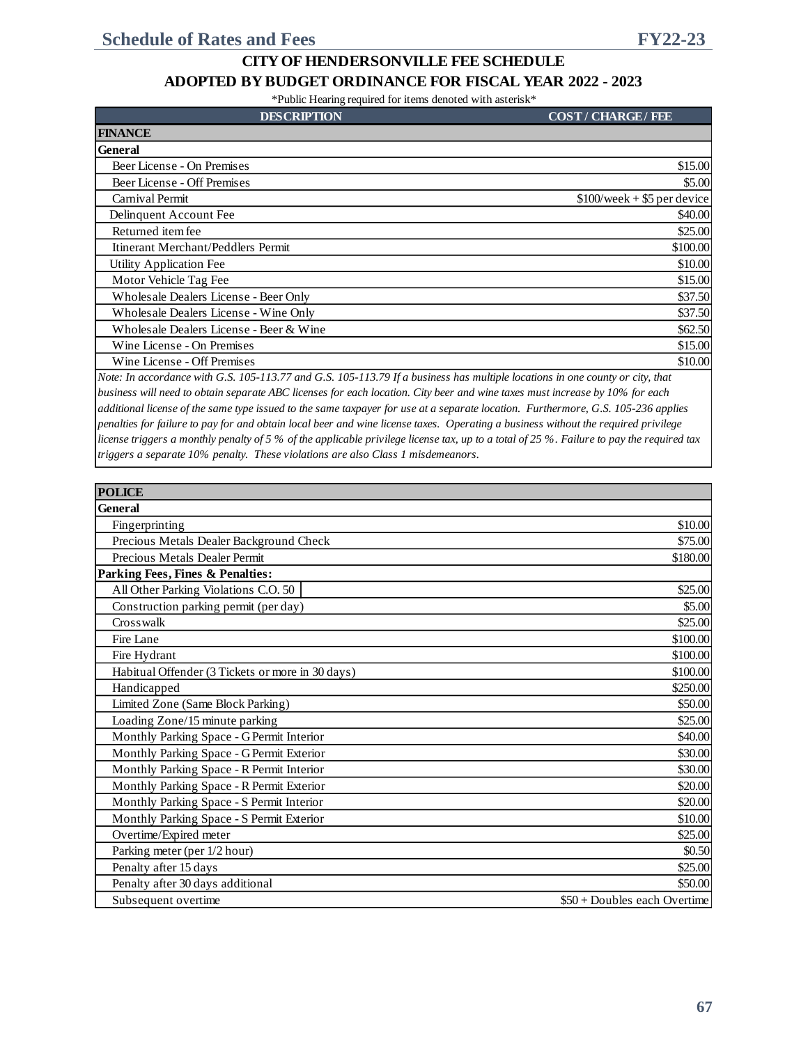# CITY OF HENDERSONVILLE FEE SCHEDULE

## ADOPTED BY BUDGET ORDINANCE FOR FISCAL YEAR 2022 - 2023

*Public Hearing required for items denoted with asterisk*

| DESCRIPTION | COST / CHARGE / FEE |
|---|---|
| **FINANCE** | |
| **General** | |
| Beer License - On Premises | $15.00 |
| Beer License - Off Premises | $5.00 |
| Carnival Permit | $100/week + $5 per device |
| Delinquent Account Fee | $40.00 |
| Returned item fee | $25.00 |
| Itinerant Merchant/Peddlers Permit | $100.00 |
| Utility Application Fee | $10.00 |
| Motor Vehicle Tag Fee | $15.00 |
| Wholesale Dealers License - Beer Only | $37.50 |
| Wholesale Dealers License - Wine Only | $37.50 |
| Wholesale Dealers License - Beer & Wine | $62.50 |
| Wine License - On Premises | $15.00 |
| Wine License - Off Premises | $10.00 |

*Note: In accordance with G.S. 105-113.77 and G.S. 105-113.79 If a business has multiple locations in one county or city, that business will need to obtain separate ABC licenses for each location. City beer and wine taxes must increase by 10% for each additional license of the same type issued to the same taxpayer for use at a separate location. Furthermore, G.S. 105-236 applies penalties for failure to pay for and obtain local beer and wine license taxes. Operating a business without the required privilege license triggers a monthly penalty of 5 % of the applicable privilege license tax, up to a total of 25 %. Failure to pay the required tax triggers a separate 10% penalty. These violations are also Class 1 misdemeanors.*

| DESCRIPTION | COST / CHARGE / FEE |
|---|---|
| **POLICE** | |
| **General** | |
| Fingerprinting | $10.00 |
| Precious Metals Dealer Background Check | $75.00 |
| Precious Metals Dealer Permit | $180.00 |
| **Parking Fees, Fines & Penalties:** | |
| All Other Parking Violations C.O. 50 | $25.00 |
| Construction parking permit (per day) | $5.00 |
| Crosswalk | $25.00 |
| Fire Lane | $100.00 |
| Fire Hydrant | $100.00 |
| Habitual Offender (3 Tickets or more in 30 days) | $100.00 |
| Handicapped | $250.00 |
| Limited Zone (Same Block Parking) | $50.00 |
| Loading Zone/15 minute parking | $25.00 |
| Monthly Parking Space - G Permit Interior | $40.00 |
| Monthly Parking Space - G Permit Exterior | $30.00 |
| Monthly Parking Space - R Permit Interior | $30.00 |
| Monthly Parking Space - R Permit Exterior | $20.00 |
| Monthly Parking Space - S Permit Interior | $20.00 |
| Monthly Parking Space - S Permit Exterior | $10.00 |
| Overtime/Expired meter | $25.00 |
| Parking meter (per 1/2 hour) | $0.50 |
| Penalty after 15 days | $25.00 |
| Penalty after 30 days additional | $50.00 |
| Subsequent overtime | $50 + Doubles each Overtime |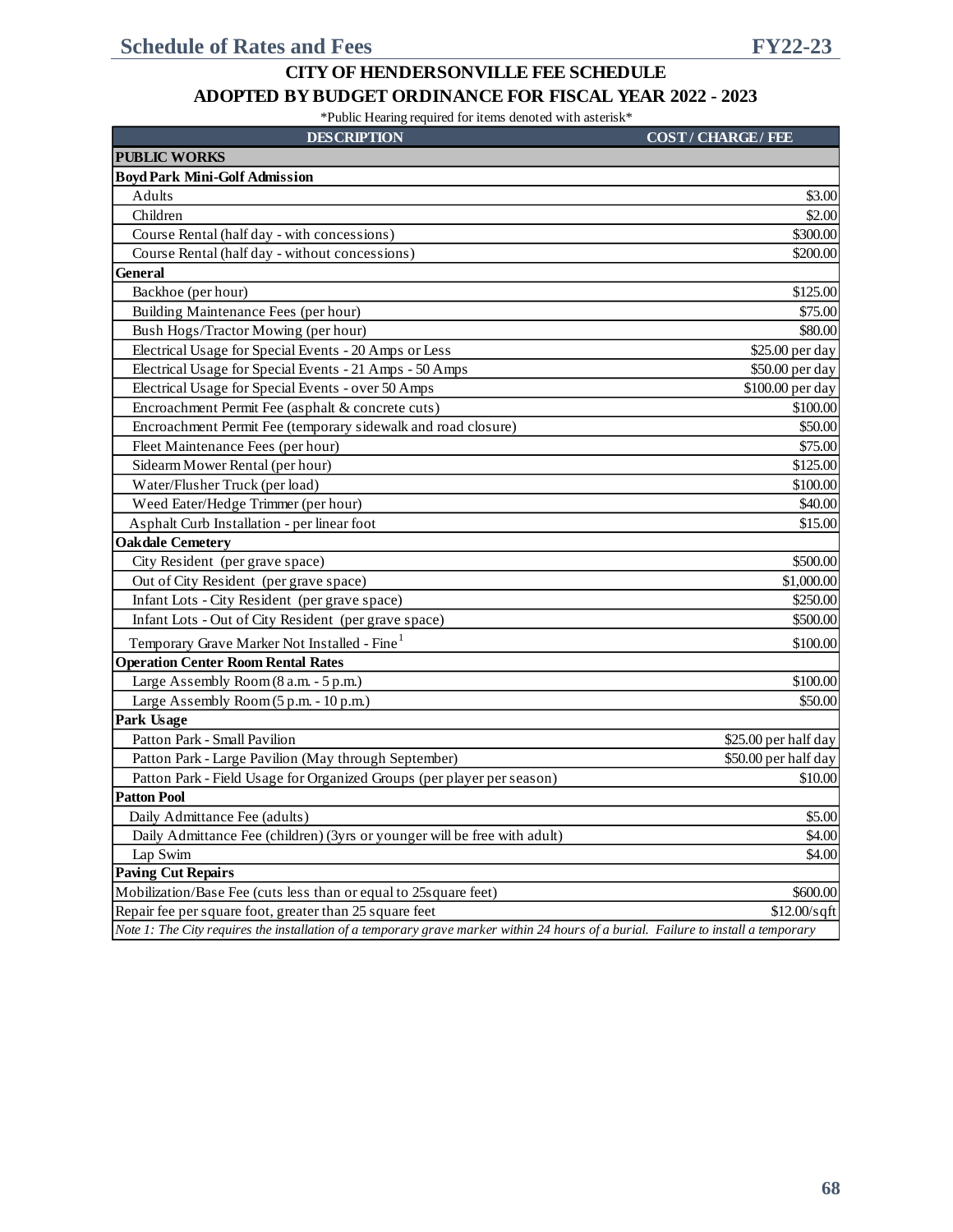# CITY OF HENDERSONVILLE FEE SCHEDULE

## ADOPTED BY BUDGET ORDINANCE FOR FISCAL YEAR 2022 - 2023

*Public Hearing required for items denoted with asterisk*

| DESCRIPTION | COST / CHARGE / FEE |
|---|---|
| **PUBLIC WORKS** | |
| **Boyd Park Mini-Golf Admission** | |
| Adults | $3.00 |
| Children | $2.00 |
| Course Rental (half day - with concessions) | $300.00 |
| Course Rental (half day - without concessions) | $200.00 |
| **General** | |
| Backhoe (per hour) | $125.00 |
| Building Maintenance Fees (per hour) | $75.00 |
| Bush Hogs/Tractor Mowing (per hour) | $80.00 |
| Electrical Usage for Special Events - 20 Amps or Less | $25.00 per day |
| Electrical Usage for Special Events - 21 Amps - 50 Amps | $50.00 per day |
| Electrical Usage for Special Events - over 50 Amps | $100.00 per day |
| Encroachment Permit Fee (asphalt & concrete cuts) | $100.00 |
| Encroachment Permit Fee (temporary sidewalk and road closure) | $50.00 |
| Fleet Maintenance Fees (per hour) | $75.00 |
| Sidearm Mower Rental (per hour) | $125.00 |
| Water/Flusher Truck (per load) | $100.00 |
| Weed Eater/Hedge Trimmer (per hour) | $40.00 |
| Asphalt Curb Installation - per linear foot | $15.00 |
| **Oakdale Cemetery** | |
| City Resident (per grave space) | $500.00 |
| Out of City Resident (per grave space) | $1,000.00 |
| Infant Lots - City Resident (per grave space) | $250.00 |
| Infant Lots - Out of City Resident (per grave space) | $500.00 |
| Temporary Grave Marker Not Installed - Fine[1] | $100.00 |
| **Operation Center Room Rental Rates** | |
| Large Assembly Room (8 a.m. - 5 p.m.) | $100.00 |
| Large Assembly Room (5 p.m. - 10 p.m.) | $50.00 |
| **Park Usage** | |
| Patton Park - Small Pavilion | $25.00 per half day |
| Patton Park - Large Pavilion (May through September) | $50.00 per half day |
| Patton Park - Field Usage for Organized Groups (per player per season) | $10.00 |
| **Patton Pool** | |
| Daily Admittance Fee (adults) | $5.00 |
| Daily Admittance Fee (children) (3yrs or younger will be free with adult) | $4.00 |
| Lap Swim | $4.00 |
| **Paving Cut Repairs** | |
| Mobilization/Base Fee (cuts less than or equal to 25square feet) | $600.00 |
| Repair fee per square foot, greater than 25 square feet | $12.00/sqft |

*Note 1: The City requires the installation of a temporary grave marker within 24 hours of a burial. Failure to install a temporary*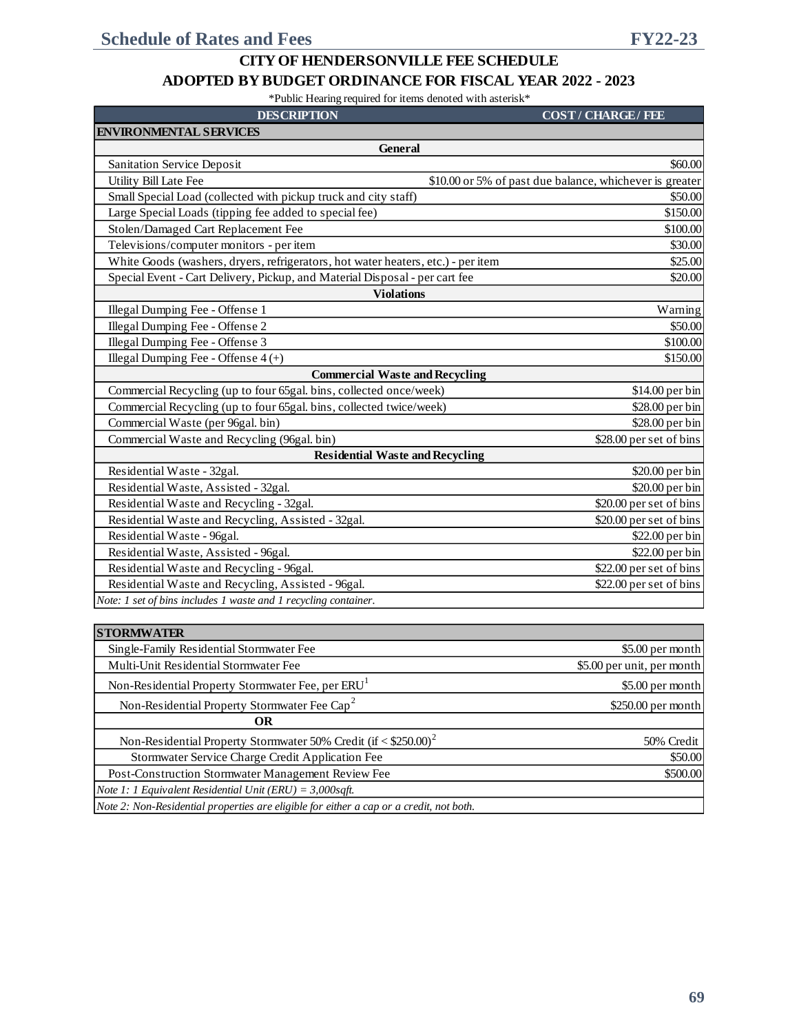## CITY OF HENDERSONVILLE FEE SCHEDULE

## ADOPTED BY BUDGET ORDINANCE FOR FISCAL YEAR 2022 - 2023

*Public Hearing required for items denoted with asterisk*

| DESCRIPTION | COST / CHARGE / FEE |
|---|---|
| **ENVIRONMENTAL SERVICES** | |
| **General** | |
| Sanitation Service Deposit | $60.00 |
| Utility Bill Late Fee | $10.00 or 5% of past due balance, whichever is greater |
| Small Special Load (collected with pickup truck and city staff) | $50.00 |
| Large Special Loads (tipping fee added to special fee) | $150.00 |
| Stolen/Damaged Cart Replacement Fee | $100.00 |
| Televisions/computer monitors - per item | $30.00 |
| White Goods (washers, dryers, refrigerators, hot water heaters, etc.) - per item | $25.00 |
| Special Event - Cart Delivery, Pickup, and Material Disposal - per cart fee | $20.00 |
| **Violations** | |
| Illegal Dumping Fee - Offense 1 | Warning |
| Illegal Dumping Fee - Offense 2 | $50.00 |
| Illegal Dumping Fee - Offense 3 | $100.00 |
| Illegal Dumping Fee - Offense 4 (+) | $150.00 |
| **Commercial Waste and Recycling** | |
| Commercial Recycling (up to four 65gal. bins, collected once/week) | $14.00 per bin |
| Commercial Recycling (up to four 65gal. bins, collected twice/week) | $28.00 per bin |
| Commercial Waste (per 96gal. bin) | $28.00 per bin |
| Commercial Waste and Recycling (96gal. bin) | $28.00 per set of bins |
| **Residential Waste and Recycling** | |
| Residential Waste - 32gal. | $20.00 per bin |
| Residential Waste, Assisted - 32gal. | $20.00 per bin |
| Residential Waste and Recycling - 32gal. | $20.00 per set of bins |
| Residential Waste and Recycling, Assisted - 32gal. | $20.00 per set of bins |
| Residential Waste - 96gal. | $22.00 per bin |
| Residential Waste, Assisted - 96gal. | $22.00 per bin |
| Residential Waste and Recycling - 96gal. | $22.00 per set of bins |
| Residential Waste and Recycling, Assisted - 96gal. | $22.00 per set of bins |
| *Note: 1 set of bins includes 1 waste and 1 recycling container.* | |

| DESCRIPTION | COST / CHARGE / FEE |
|---|---|
| **STORMWATER** | |
| Single-Family Residential Stormwater Fee | $5.00 per month |
| Multi-Unit Residential Stormwater Fee | $5.00 per unit, per month |
| Non-Residential Property Stormwater Fee, per ERU[1] | $5.00 per month |
| Non-Residential Property Stormwater Fee Cap[2] | $250.00 per month |
| **OR** | |
| Non-Residential Property Stormwater 50% Credit (if < $250.00)[2] | 50% Credit |
| Stormwater Service Charge Credit Application Fee | $50.00 |
| Post-Construction Stormwater Management Review Fee | $500.00 |
| *Note 1: 1 Equivalent Residential Unit (ERU) = 3,000sqft.* | |
| *Note 2: Non-Residential properties are eligible for either a cap or a credit, not both.* | |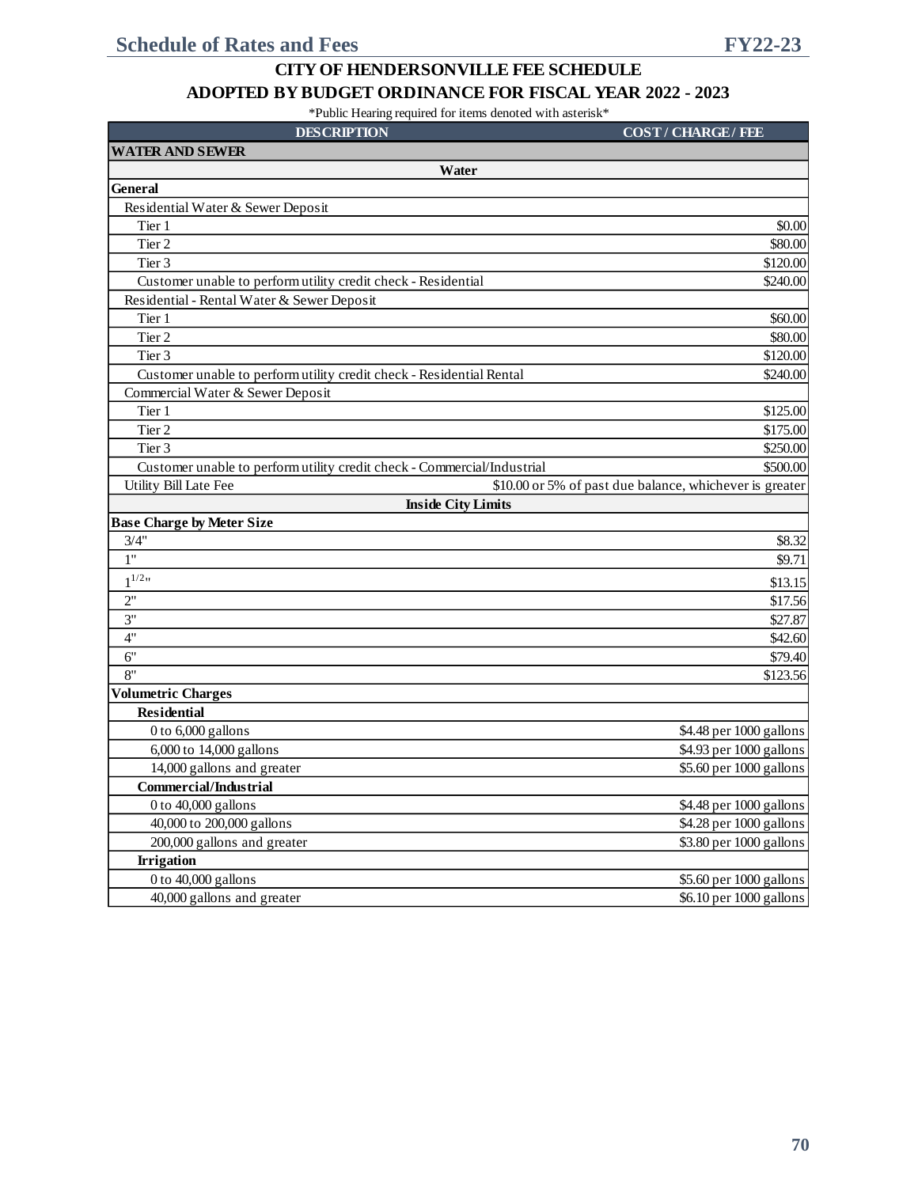## CITY OF HENDERSONVILLE FEE SCHEDULE

## ADOPTED BY BUDGET ORDINANCE FOR FISCAL YEAR 2022 - 2023

*Public Hearing required for items denoted with asterisk*

| DESCRIPTION | COST / CHARGE / FEE |
|---|---|
| **WATER AND SEWER** | |
| **Water** | |
| **General** | |
| Residential Water & Sewer Deposit | |
| Tier 1 | $0.00 |
| Tier 2 | $80.00 |
| Tier 3 | $120.00 |
| Customer unable to perform utility credit check - Residential | $240.00 |
| Residential - Rental Water & Sewer Deposit | |
| Tier 1 | $60.00 |
| Tier 2 | $80.00 |
| Tier 3 | $120.00 |
| Customer unable to perform utility credit check - Residential Rental | $240.00 |
| Commercial Water & Sewer Deposit | |
| Tier 1 | $125.00 |
| Tier 2 | $175.00 |
| Tier 3 | $250.00 |
| Customer unable to perform utility credit check - Commercial/Industrial | $500.00 |
| Utility Bill Late Fee | $10.00 or 5% of past due balance, whichever is greater |
| **Inside City Limits** | |
| **Base Charge by Meter Size** | |
| 3/4" | $8.32 |
| 1" | $9.71 |
| 1 1/2" | $13.15 |
| 2" | $17.56 |
| 3" | $27.87 |
| 4" | $42.60 |
| 6" | $79.40 |
| 8" | $123.56 |
| **Volumetric Charges** | |
| **Residential** | |
| 0 to 6,000 gallons | $4.48 per 1000 gallons |
| 6,000 to 14,000 gallons | $4.93 per 1000 gallons |
| 14,000 gallons and greater | $5.60 per 1000 gallons |
| **Commercial/Industrial** | |
| 0 to 40,000 gallons | $4.48 per 1000 gallons |
| 40,000 to 200,000 gallons | $4.28 per 1000 gallons |
| 200,000 gallons and greater | $3.80 per 1000 gallons |
| **Irrigation** | |
| 0 to 40,000 gallons | $5.60 per 1000 gallons |
| 40,000 gallons and greater | $6.10 per 1000 gallons |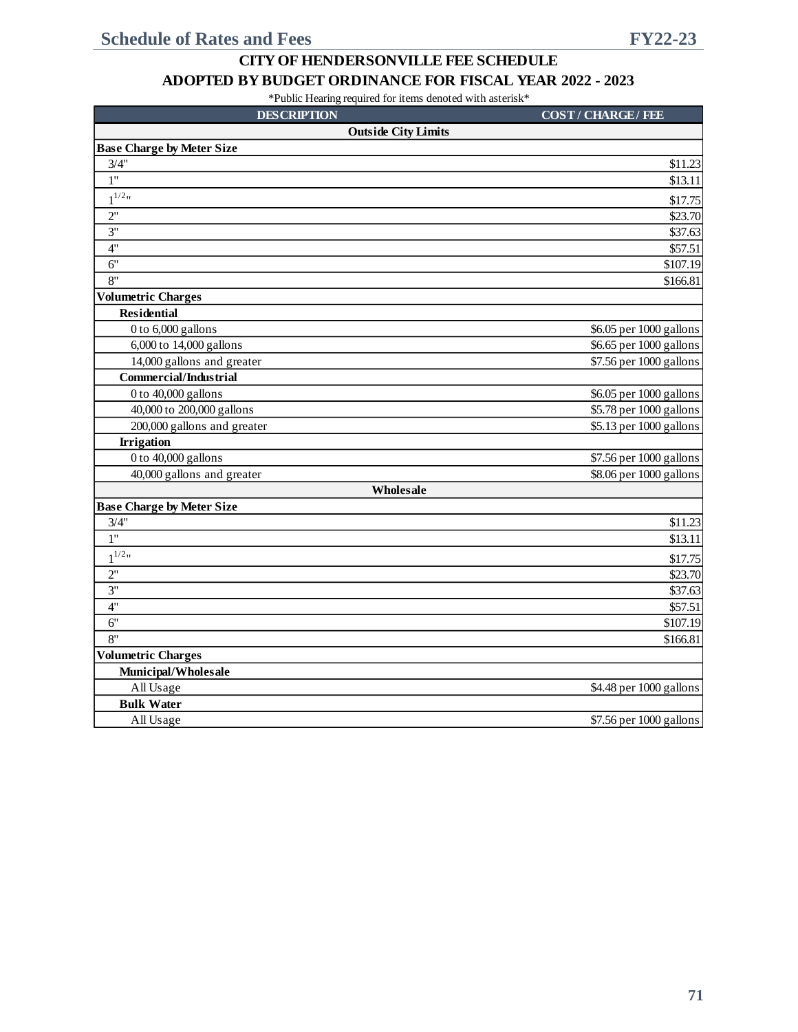## CITY OF HENDERSONVILLE FEE SCHEDULE

## ADOPTED BY BUDGET ORDINANCE FOR FISCAL YEAR 2022 - 2023

*Public Hearing required for items denoted with asterisk*

| DESCRIPTION | COST / CHARGE / FEE |
|---|---|
| **Outside City Limits** | |
| **Base Charge by Meter Size** | |
| 3/4" | $11.23 |
| 1" | $13.11 |
| 1 1/2" | $17.75 |
| 2" | $23.70 |
| 3" | $37.63 |
| 4" | $57.51 |
| 6" | $107.19 |
| 8" | $166.81 |
| **Volumetric Charges** | |
| **Residential** | |
| 0 to 6,000 gallons | $6.05 per 1000 gallons |
| 6,000 to 14,000 gallons | $6.65 per 1000 gallons |
| 14,000 gallons and greater | $7.56 per 1000 gallons |
| **Commercial/Industrial** | |
| 0 to 40,000 gallons | $6.05 per 1000 gallons |
| 40,000 to 200,000 gallons | $5.78 per 1000 gallons |
| 200,000 gallons and greater | $5.13 per 1000 gallons |
| **Irrigation** | |
| 0 to 40,000 gallons | $7.56 per 1000 gallons |
| 40,000 gallons and greater | $8.06 per 1000 gallons |
| **Wholesale** | |
| **Base Charge by Meter Size** | |
| 3/4" | $11.23 |
| 1" | $13.11 |
| 1 1/2" | $17.75 |
| 2" | $23.70 |
| 3" | $37.63 |
| 4" | $57.51 |
| 6" | $107.19 |
| 8" | $166.81 |
| **Volumetric Charges** | |
| **Municipal/Wholesale** | |
| All Usage | $4.48 per 1000 gallons |
| **Bulk Water** | |
| All Usage | $7.56 per 1000 gallons |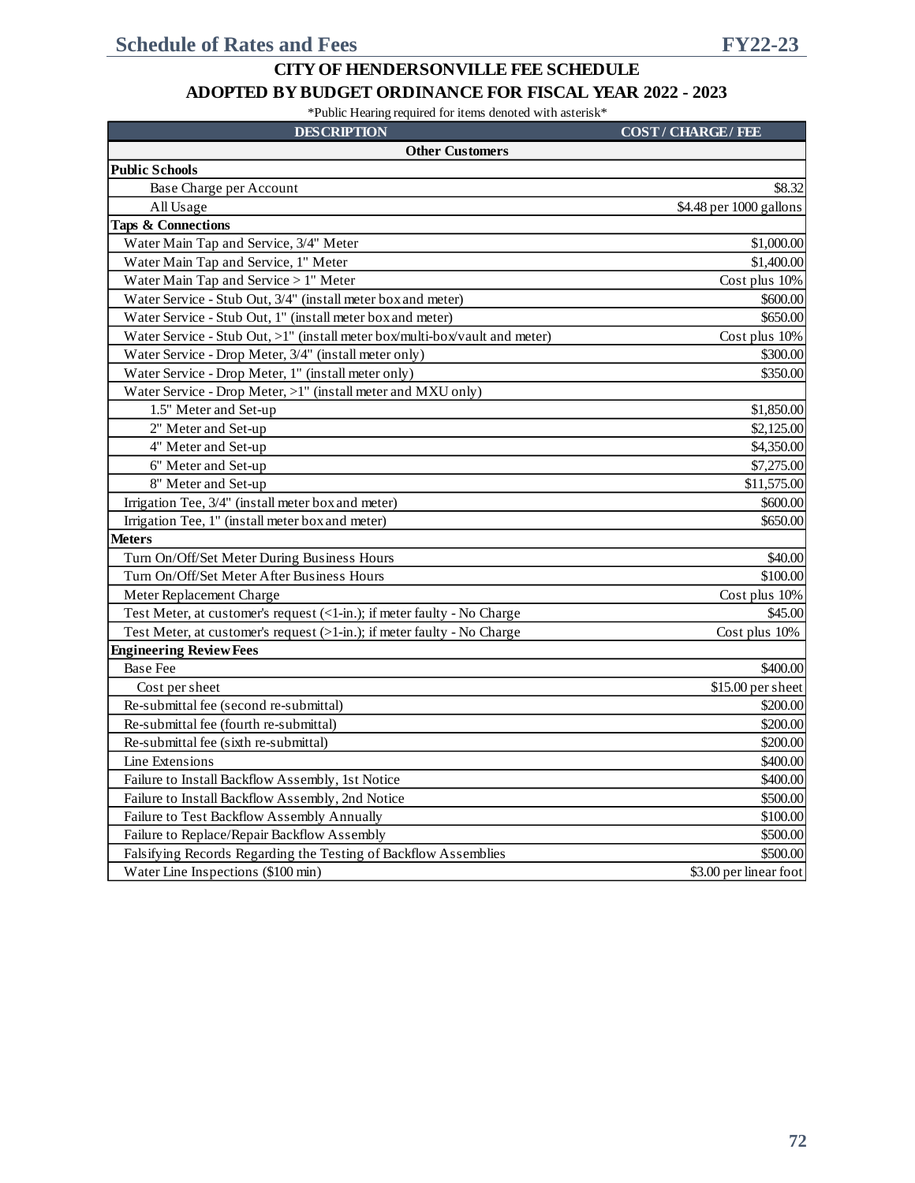## CITY OF HENDERSONVILLE FEE SCHEDULE

## ADOPTED BY BUDGET ORDINANCE FOR FISCAL YEAR 2022 - 2023

*Public Hearing required for items denoted with asterisk*

| DESCRIPTION | COST / CHARGE / FEE |
|---|---|
| **Other Customers** | |
| **Public Schools** | |
| Base Charge per Account | $8.32 |
| All Usage | $4.48 per 1000 gallons |
| **Taps & Connections** | |
| Water Main Tap and Service, 3/4" Meter | $1,000.00 |
| Water Main Tap and Service, 1" Meter | $1,400.00 |
| Water Main Tap and Service > 1" Meter | Cost plus 10% |
| Water Service - Stub Out, 3/4" (install meter box and meter) | $600.00 |
| Water Service - Stub Out, 1" (install meter box and meter) | $650.00 |
| Water Service - Stub Out, >1" (install meter box/multi-box/vault and meter) | Cost plus 10% |
| Water Service - Drop Meter, 3/4" (install meter only) | $300.00 |
| Water Service - Drop Meter, 1" (install meter only) | $350.00 |
| Water Service - Drop Meter, >1" (install meter and MXU only) | |
| 1.5" Meter and Set-up | $1,850.00 |
| 2" Meter and Set-up | $2,125.00 |
| 4" Meter and Set-up | $4,350.00 |
| 6" Meter and Set-up | $7,275.00 |
| 8" Meter and Set-up | $11,575.00 |
| Irrigation Tee, 3/4" (install meter box and meter) | $600.00 |
| Irrigation Tee, 1" (install meter box and meter) | $650.00 |
| **Meters** | |
| Turn On/Off/Set Meter During Business Hours | $40.00 |
| Turn On/Off/Set Meter After Business Hours | $100.00 |
| Meter Replacement Charge | Cost plus 10% |
| Test Meter, at customer's request (<1-in.); if meter faulty - No Charge | $45.00 |
| Test Meter, at customer's request (>1-in.); if meter faulty - No Charge | Cost plus 10% |
| **Engineering Review Fees** | |
| Base Fee | $400.00 |
| Cost per sheet | $15.00 per sheet |
| Re-submittal fee (second re-submittal) | $200.00 |
| Re-submittal fee (fourth re-submittal) | $200.00 |
| Re-submittal fee (sixth re-submittal) | $200.00 |
| Line Extensions | $400.00 |
| Failure to Install Backflow Assembly, 1st Notice | $400.00 |
| Failure to Install Backflow Assembly, 2nd Notice | $500.00 |
| Failure to Test Backflow Assembly Annually | $100.00 |
| Failure to Replace/Repair Backflow Assembly | $500.00 |
| Falsifying Records Regarding the Testing of Backflow Assemblies | $500.00 |
| Water Line Inspections ($100 min) | $3.00 per linear foot |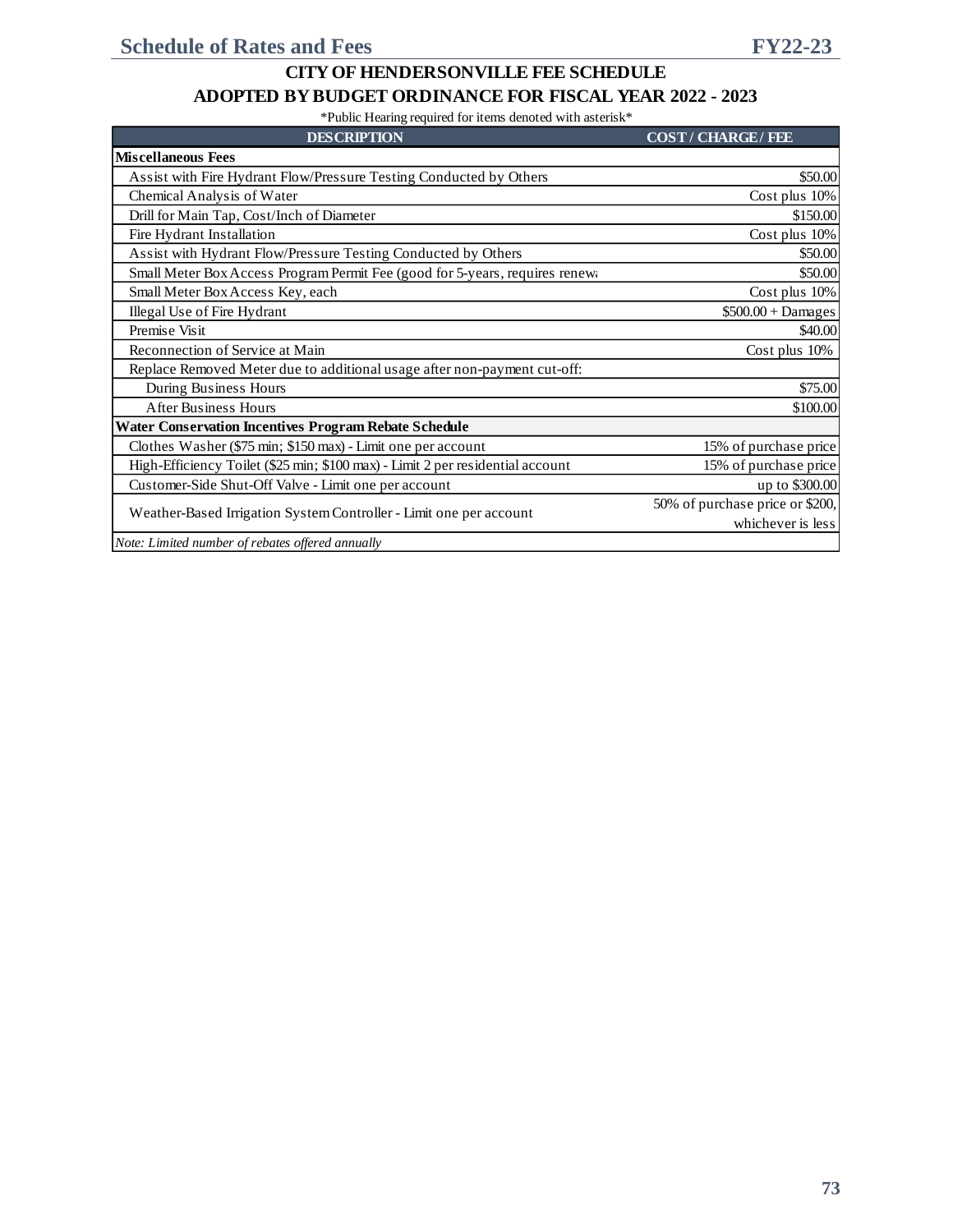# CITY OF HENDERSONVILLE FEE SCHEDULE

## ADOPTED BY BUDGET ORDINANCE FOR FISCAL YEAR 2022 - 2023

*Public Hearing required for items denoted with asterisk*

| DESCRIPTION | COST / CHARGE / FEE |
|---|---|
| **Miscellaneous Fees** | |
| Assist with Fire Hydrant Flow/Pressure Testing Conducted by Others | $50.00 |
| Chemical Analysis of Water | Cost plus 10% |
| Drill for Main Tap, Cost/Inch of Diameter | $150.00 |
| Fire Hydrant Installation | Cost plus 10% |
| Assist with Hydrant Flow/Pressure Testing Conducted by Others | $50.00 |
| Small Meter Box Access Program Permit Fee (good for 5-years, requires renewa | $50.00 |
| Small Meter Box Access Key, each | Cost plus 10% |
| Illegal Use of Fire Hydrant | $500.00 + Damages |
| Premise Visit | $40.00 |
| Reconnection of Service at Main | Cost plus 10% |
| Replace Removed Meter due to additional usage after non-payment cut-off: | |
| During Business Hours | $75.00 |
| After Business Hours | $100.00 |
| **Water Conservation Incentives Program Rebate Schedule** | |
| Clothes Washer ($75 min; $150 max) - Limit one per account | 15% of purchase price |
| High-Efficiency Toilet ($25 min; $100 max) - Limit 2 per residential account | 15% of purchase price |
| Customer-Side Shut-Off Valve - Limit one per account | up to $300.00 |
| Weather-Based Irrigation System Controller - Limit one per account | 50% of purchase price or $200, whichever is less |
| *Note: Limited number of rebates offered annually* | |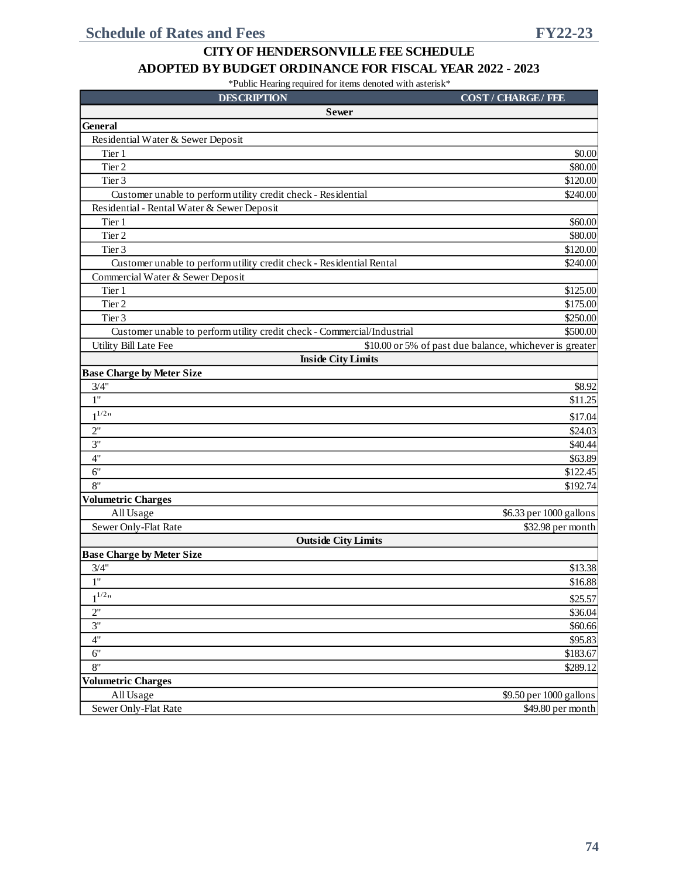## CITY OF HENDERSONVILLE FEE SCHEDULE
## ADOPTED BY BUDGET ORDINANCE FOR FISCAL YEAR 2022 - 2023

*Public Hearing required for items denoted with asterisk*

| DESCRIPTION | COST / CHARGE / FEE |
|---|---|
| **Sewer** | |
| **General** | |
| Residential Water & Sewer Deposit | |
| Tier 1 | $0.00 |
| Tier 2 | $80.00 |
| Tier 3 | $120.00 |
| Customer unable to perform utility credit check - Residential | $240.00 |
| Residential - Rental Water & Sewer Deposit | |
| Tier 1 | $60.00 |
| Tier 2 | $80.00 |
| Tier 3 | $120.00 |
| Customer unable to perform utility credit check - Residential Rental | $240.00 |
| Commercial Water & Sewer Deposit | |
| Tier 1 | $125.00 |
| Tier 2 | $175.00 |
| Tier 3 | $250.00 |
| Customer unable to perform utility credit check - Commercial/Industrial | $500.00 |
| Utility Bill Late Fee | $10.00 or 5% of past due balance, whichever is greater |
| **Inside City Limits** | |
| **Base Charge by Meter Size** | |
| 3/4" | $8.92 |
| 1" | $11.25 |
| 1 1/2" | $17.04 |
| 2" | $24.03 |
| 3" | $40.44 |
| 4" | $63.89 |
| 6" | $122.45 |
| 8" | $192.74 |
| **Volumetric Charges** | |
| All Usage | $6.33 per 1000 gallons |
| Sewer Only-Flat Rate | $32.98 per month |
| **Outside City Limits** | |
| **Base Charge by Meter Size** | |
| 3/4" | $13.38 |
| 1" | $16.88 |
| 1 1/2" | $25.57 |
| 2" | $36.04 |
| 3" | $60.66 |
| 4" | $95.83 |
| 6" | $183.67 |
| 8" | $289.12 |
| **Volumetric Charges** | |
| All Usage | $9.50 per 1000 gallons |
| Sewer Only-Flat Rate | $49.80 per month |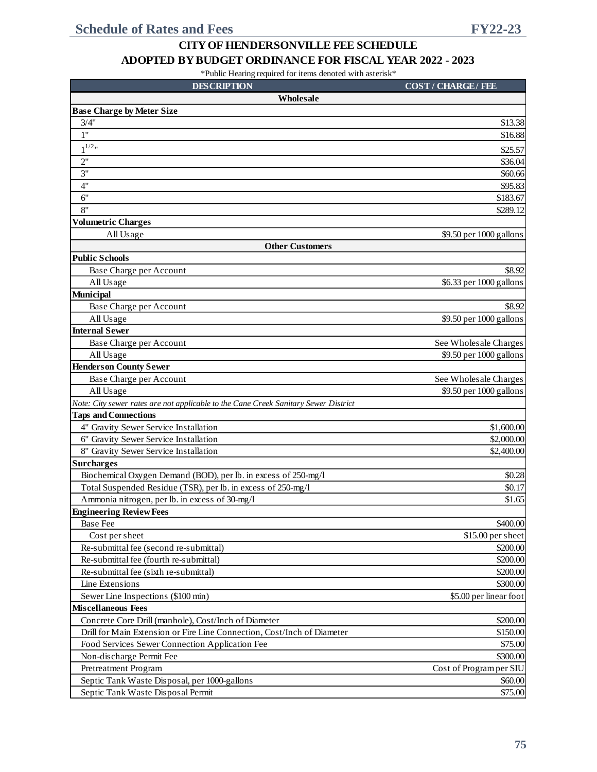## CITY OF HENDERSONVILLE FEE SCHEDULE

## ADOPTED BY BUDGET ORDINANCE FOR FISCAL YEAR 2022 - 2023

*Public Hearing required for items denoted with asterisk*

| DESCRIPTION | COST / CHARGE / FEE |
|---|---|
| **Wholesale** | |
| **Base Charge by Meter Size** | |
| 3/4" | \$13.38 |
| 1" | \$16.88 |
| 1 1/2" | \$25.57 |
| 2" | \$36.04 |
| 3" | \$60.66 |
| 4" | \$95.83 |
| 6" | \$183.67 |
| 8" | \$289.12 |
| **Volumetric Charges** | |
| All Usage | \$9.50 per 1000 gallons |
| **Other Customers** | |
| **Public Schools** | |
| Base Charge per Account | \$8.92 |
| All Usage | \$6.33 per 1000 gallons |
| **Municipal** | |
| Base Charge per Account | \$8.92 |
| All Usage | \$9.50 per 1000 gallons |
| **Internal Sewer** | |
| Base Charge per Account | See Wholesale Charges |
| All Usage | \$9.50 per 1000 gallons |
| **Henderson County Sewer** | |
| Base Charge per Account | See Wholesale Charges |
| All Usage | \$9.50 per 1000 gallons |
| *Note: City sewer rates are not applicable to the Cane Creek Sanitary Sewer District* | |
| **Taps and Connections** | |
| 4" Gravity Sewer Service Installation | \$1,600.00 |
| 6" Gravity Sewer Service Installation | \$2,000.00 |
| 8" Gravity Sewer Service Installation | \$2,400.00 |
| **Surcharges** | |
| Biochemical Oxygen Demand (BOD), per lb. in excess of 250-mg/l | \$0.28 |
| Total Suspended Residue (TSR), per lb. in excess of 250-mg/l | \$0.17 |
| Ammonia nitrogen, per lb. in excess of 30-mg/l | \$1.65 |
| **Engineering Review Fees** | |
| Base Fee | \$400.00 |
| Cost per sheet | \$15.00 per sheet |
| Re-submittal fee (second re-submittal) | \$200.00 |
| Re-submittal fee (fourth re-submittal) | \$200.00 |
| Re-submittal fee (sixth re-submittal) | \$200.00 |
| Line Extensions | \$300.00 |
| Sewer Line Inspections (\$100 min) | \$5.00 per linear foot |
| **Miscellaneous Fees** | |
| Concrete Core Drill (manhole), Cost/Inch of Diameter | \$200.00 |
| Drill for Main Extension or Fire Line Connection, Cost/Inch of Diameter | \$150.00 |
| Food Services Sewer Connection Application Fee | \$75.00 |
| Non-discharge Permit Fee | \$300.00 |
| Pretreatment Program | Cost of Program per SIU |
| Septic Tank Waste Disposal, per 1000-gallons | \$60.00 |
| Septic Tank Waste Disposal Permit | \$75.00 |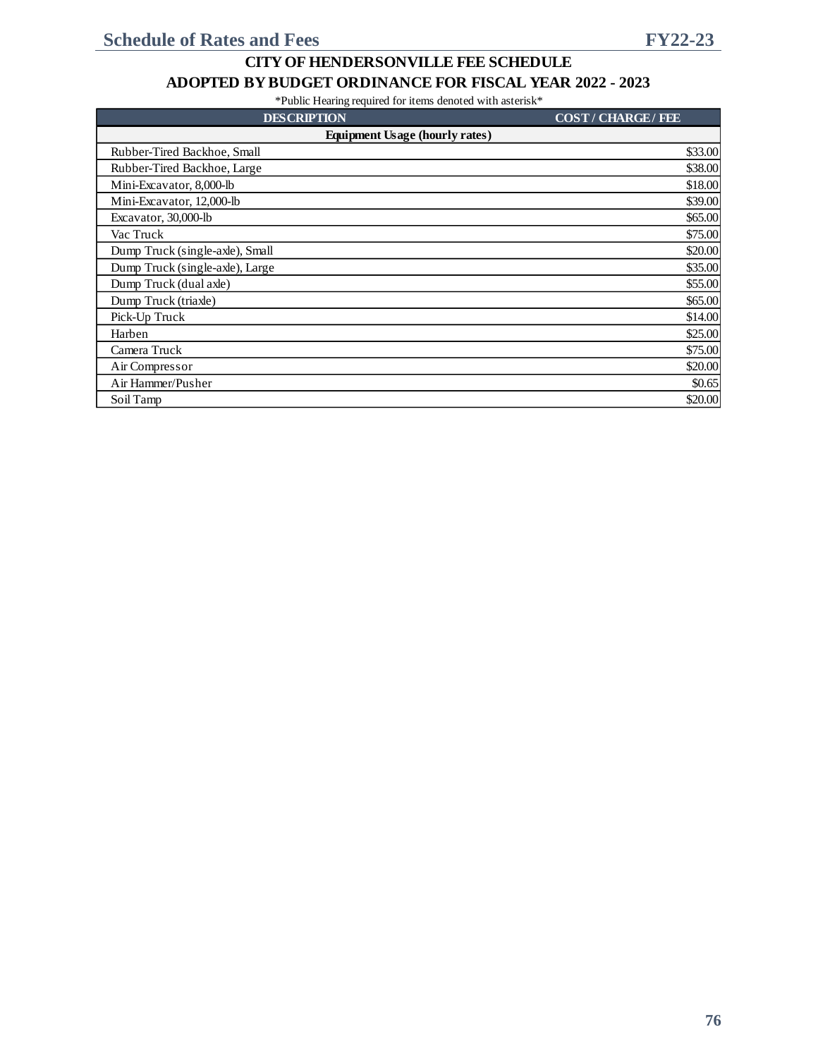## CITY OF HENDERSONVILLE FEE SCHEDULE
## ADOPTED BY BUDGET ORDINANCE FOR FISCAL YEAR 2022 - 2023

*Public Hearing required for items denoted with asterisk*

| DESCRIPTION | COST / CHARGE / FEE |
|---|---|
| **Equipment Usage (hourly rates)** | |
| Rubber-Tired Backhoe, Small | $33.00 |
| Rubber-Tired Backhoe, Large | $38.00 |
| Mini-Excavator, 8,000-lb | $18.00 |
| Mini-Excavator, 12,000-lb | $39.00 |
| Excavator, 30,000-lb | $65.00 |
| Vac Truck | $75.00 |
| Dump Truck (single-axle), Small | $20.00 |
| Dump Truck (single-axle), Large | $35.00 |
| Dump Truck (dual axle) | $55.00 |
| Dump Truck (triaxle) | $65.00 |
| Pick-Up Truck | $14.00 |
| Harben | $25.00 |
| Camera Truck | $75.00 |
| Air Compressor | $20.00 |
| Air Hammer/Pusher | $0.65 |
| Soil Tamp | $20.00 |